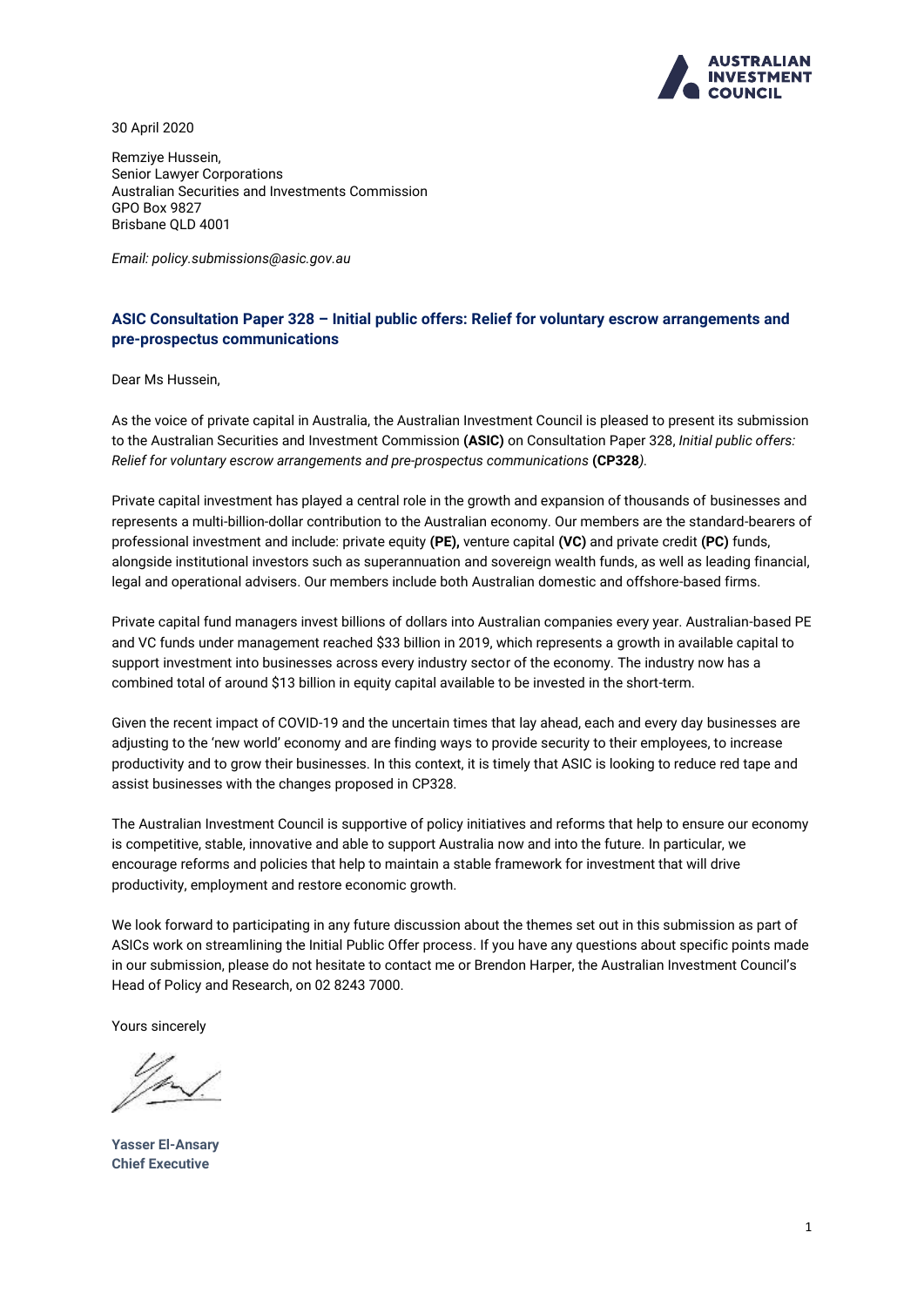30 April 2020

Remziye Hussein,
Senior Lawyer Corporations
Australian Securities and Investments Commission
GPO Box 9827
Brisbane QLD 4001

*Email: policy.submissions@asic.gov.au*

## ASIC Consultation Paper 328 – Initial public offers: Relief for voluntary escrow arrangements and pre-prospectus communications

Dear Ms Hussein,

As the voice of private capital in Australia, the Australian Investment Council is pleased to present its submission to the Australian Securities and Investment Commission **(ASIC)** on Consultation Paper 328, *Initial public offers: Relief for voluntary escrow arrangements and pre-prospectus communications* **(CP328***).*

Private capital investment has played a central role in the growth and expansion of thousands of businesses and represents a multi-billion-dollar contribution to the Australian economy. Our members are the standard-bearers of professional investment and include: private equity **(PE),** venture capital **(VC)** and private credit **(PC)** funds, alongside institutional investors such as superannuation and sovereign wealth funds, as well as leading financial, legal and operational advisers. Our members include both Australian domestic and offshore-based firms.

Private capital fund managers invest billions of dollars into Australian companies every year. Australian-based PE and VC funds under management reached $33 billion in 2019, which represents a growth in available capital to support investment into businesses across every industry sector of the economy. The industry now has a combined total of around $13 billion in equity capital available to be invested in the short-term.

Given the recent impact of COVID-19 and the uncertain times that lay ahead, each and every day businesses are adjusting to the 'new world' economy and are finding ways to provide security to their employees, to increase productivity and to grow their businesses. In this context, it is timely that ASIC is looking to reduce red tape and assist businesses with the changes proposed in CP328.

The Australian Investment Council is supportive of policy initiatives and reforms that help to ensure our economy is competitive, stable, innovative and able to support Australia now and into the future. In particular, we encourage reforms and policies that help to maintain a stable framework for investment that will drive productivity, employment and restore economic growth.

We look forward to participating in any future discussion about the themes set out in this submission as part of ASICs work on streamlining the Initial Public Offer process. If you have any questions about specific points made in our submission, please do not hesitate to contact me or Brendon Harper, the Australian Investment Council's Head of Policy and Research, on 02 8243 7000.

Yours sincerely

**Yasser El-Ansary**
**Chief Executive**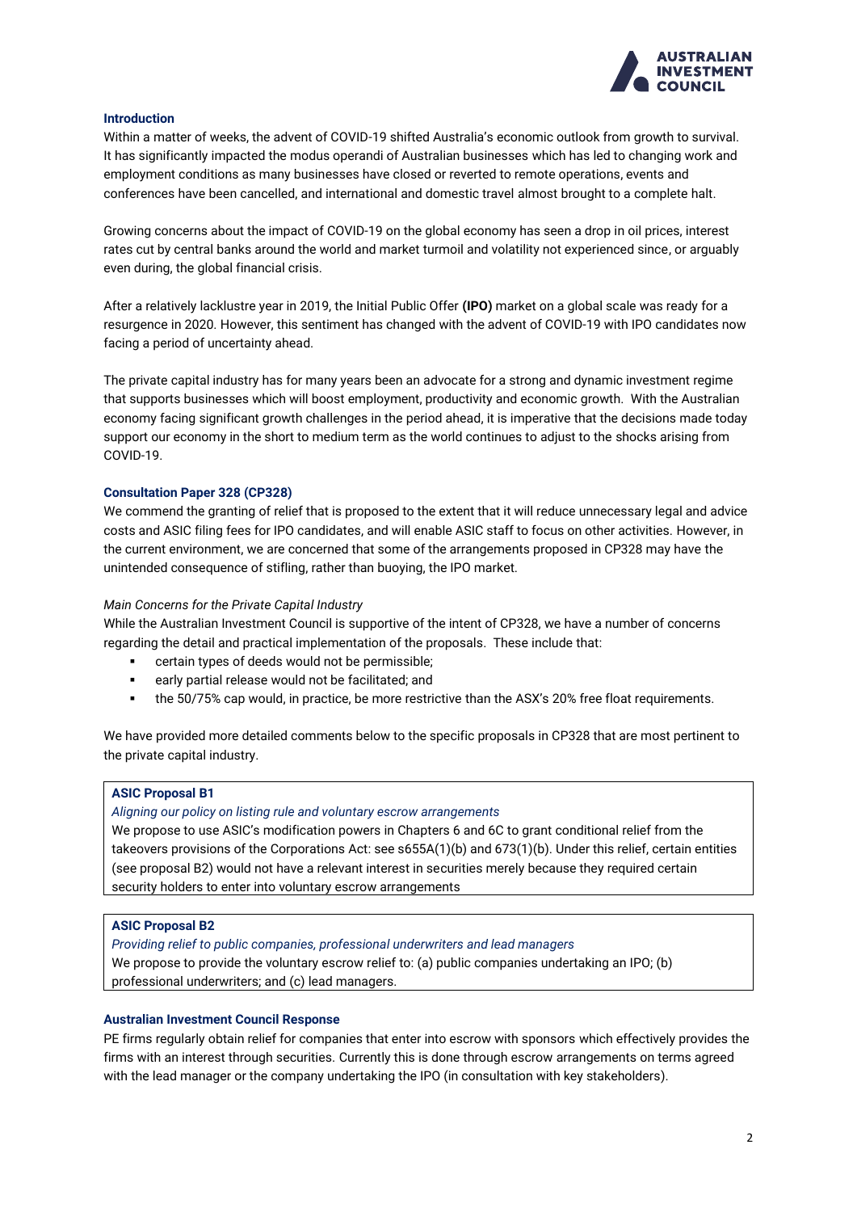### Introduction

Within a matter of weeks, the advent of COVID-19 shifted Australia's economic outlook from growth to survival. It has significantly impacted the modus operandi of Australian businesses which has led to changing work and employment conditions as many businesses have closed or reverted to remote operations, events and conferences have been cancelled, and international and domestic travel almost brought to a complete halt.

Growing concerns about the impact of COVID-19 on the global economy has seen a drop in oil prices, interest rates cut by central banks around the world and market turmoil and volatility not experienced since, or arguably even during, the global financial crisis.

After a relatively lacklustre year in 2019, the Initial Public Offer **(IPO)** market on a global scale was ready for a resurgence in 2020. However, this sentiment has changed with the advent of COVID-19 with IPO candidates now facing a period of uncertainty ahead.

The private capital industry has for many years been an advocate for a strong and dynamic investment regime that supports businesses which will boost employment, productivity and economic growth. With the Australian economy facing significant growth challenges in the period ahead, it is imperative that the decisions made today support our economy in the short to medium term as the world continues to adjust to the shocks arising from COVID-19.

### Consultation Paper 328 (CP328)

We commend the granting of relief that is proposed to the extent that it will reduce unnecessary legal and advice costs and ASIC filing fees for IPO candidates, and will enable ASIC staff to focus on other activities. However, in the current environment, we are concerned that some of the arrangements proposed in CP328 may have the unintended consequence of stifling, rather than buoying, the IPO market.

*Main Concerns for the Private Capital Industry*

While the Australian Investment Council is supportive of the intent of CP328, we have a number of concerns regarding the detail and practical implementation of the proposals. These include that:

- certain types of deeds would not be permissible;
- early partial release would not be facilitated; and
- the 50/75% cap would, in practice, be more restrictive than the ASX's 20% free float requirements.

We have provided more detailed comments below to the specific proposals in CP328 that are most pertinent to the private capital industry.

> **ASIC Proposal B1**
>
> *Aligning our policy on listing rule and voluntary escrow arrangements*
>
> We propose to use ASIC's modification powers in Chapters 6 and 6C to grant conditional relief from the takeovers provisions of the Corporations Act: see s655A(1)(b) and 673(1)(b). Under this relief, certain entities (see proposal B2) would not have a relevant interest in securities merely because they required certain security holders to enter into voluntary escrow arrangements

> **ASIC Proposal B2**
>
> *Providing relief to public companies, professional underwriters and lead managers*
>
> We propose to provide the voluntary escrow relief to: (a) public companies undertaking an IPO; (b) professional underwriters; and (c) lead managers.

### Australian Investment Council Response

PE firms regularly obtain relief for companies that enter into escrow with sponsors which effectively provides the firms with an interest through securities. Currently this is done through escrow arrangements on terms agreed with the lead manager or the company undertaking the IPO (in consultation with key stakeholders).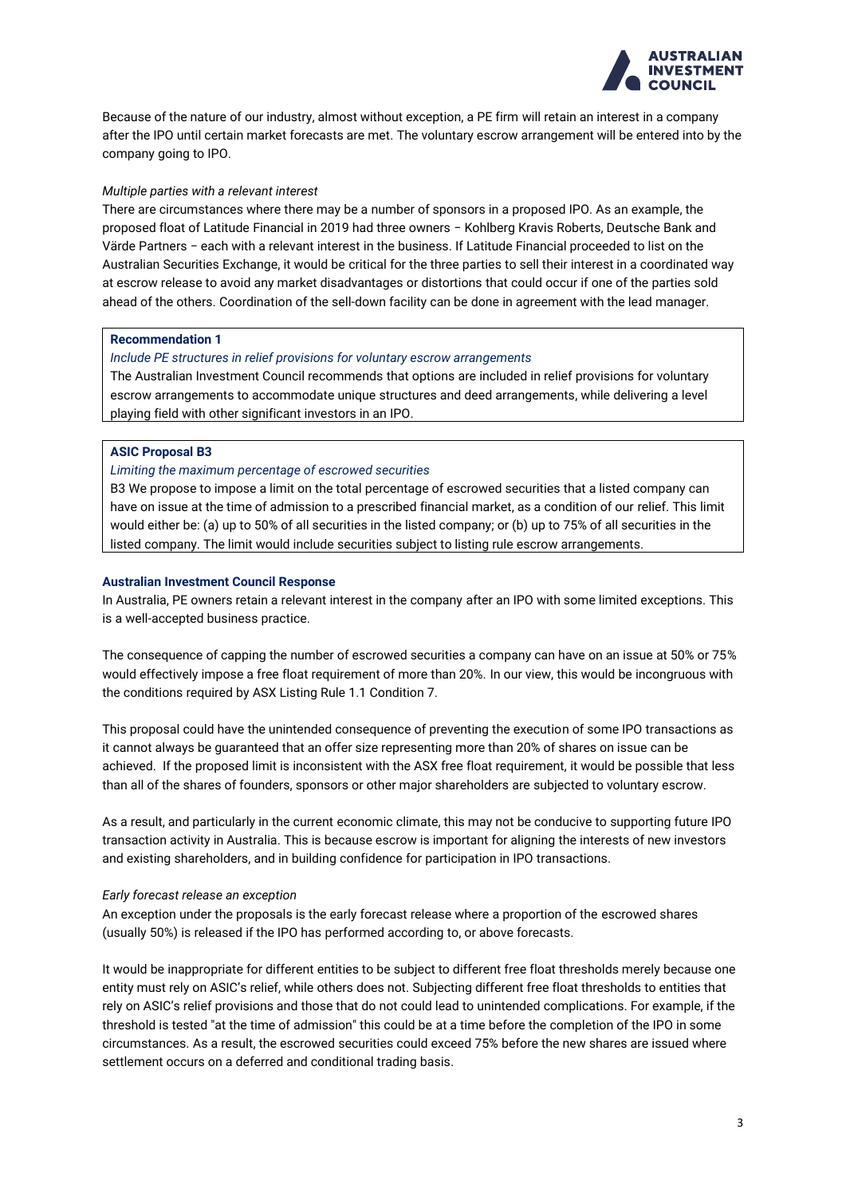Because of the nature of our industry, almost without exception, a PE firm will retain an interest in a company after the IPO until certain market forecasts are met. The voluntary escrow arrangement will be entered into by the company going to IPO.

*Multiple parties with a relevant interest*

There are circumstances where there may be a number of sponsors in a proposed IPO. As an example, the proposed float of Latitude Financial in 2019 had three owners – Kohlberg Kravis Roberts, Deutsche Bank and Värde Partners – each with a relevant interest in the business. If Latitude Financial proceeded to list on the Australian Securities Exchange, it would be critical for the three parties to sell their interest in a coordinated way at escrow release to avoid any market disadvantages or distortions that could occur if one of the parties sold ahead of the others. Coordination of the sell-down facility can be done in agreement with the lead manager.

> **Recommendation 1**
>
> *Include PE structures in relief provisions for voluntary escrow arrangements*
>
> The Australian Investment Council recommends that options are included in relief provisions for voluntary escrow arrangements to accommodate unique structures and deed arrangements, while delivering a level playing field with other significant investors in an IPO.

> **ASIC Proposal B3**
>
> *Limiting the maximum percentage of escrowed securities*
>
> B3 We propose to impose a limit on the total percentage of escrowed securities that a listed company can have on issue at the time of admission to a prescribed financial market, as a condition of our relief. This limit would either be: (a) up to 50% of all securities in the listed company; or (b) up to 75% of all securities in the listed company. The limit would include securities subject to listing rule escrow arrangements.

**Australian Investment Council Response**

In Australia, PE owners retain a relevant interest in the company after an IPO with some limited exceptions. This is a well-accepted business practice.

The consequence of capping the number of escrowed securities a company can have on an issue at 50% or 75% would effectively impose a free float requirement of more than 20%. In our view, this would be incongruous with the conditions required by ASX Listing Rule 1.1 Condition 7.

This proposal could have the unintended consequence of preventing the execution of some IPO transactions as it cannot always be guaranteed that an offer size representing more than 20% of shares on issue can be achieved. If the proposed limit is inconsistent with the ASX free float requirement, it would be possible that less than all of the shares of founders, sponsors or other major shareholders are subjected to voluntary escrow.

As a result, and particularly in the current economic climate, this may not be conducive to supporting future IPO transaction activity in Australia. This is because escrow is important for aligning the interests of new investors and existing shareholders, and in building confidence for participation in IPO transactions.

*Early forecast release an exception*

An exception under the proposals is the early forecast release where a proportion of the escrowed shares (usually 50%) is released if the IPO has performed according to, or above forecasts.

It would be inappropriate for different entities to be subject to different free float thresholds merely because one entity must rely on ASIC's relief, while others does not. Subjecting different free float thresholds to entities that rely on ASIC's relief provisions and those that do not could lead to unintended complications. For example, if the threshold is tested "at the time of admission" this could be at a time before the completion of the IPO in some circumstances. As a result, the escrowed securities could exceed 75% before the new shares are issued where settlement occurs on a deferred and conditional trading basis.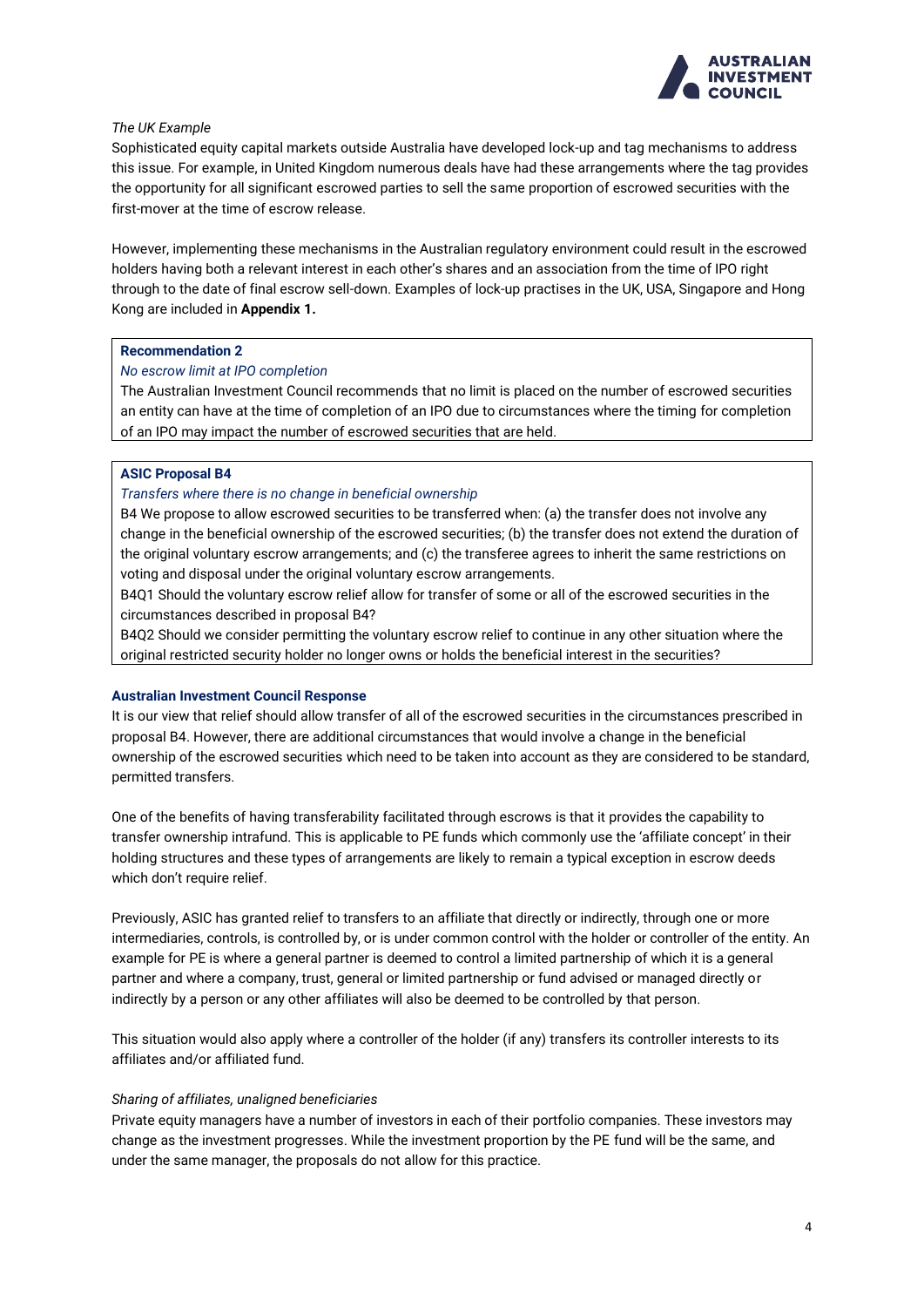*The UK Example*

Sophisticated equity capital markets outside Australia have developed lock-up and tag mechanisms to address this issue. For example, in United Kingdom numerous deals have had these arrangements where the tag provides the opportunity for all significant escrowed parties to sell the same proportion of escrowed securities with the first-mover at the time of escrow release.

However, implementing these mechanisms in the Australian regulatory environment could result in the escrowed holders having both a relevant interest in each other's shares and an association from the time of IPO right through to the date of final escrow sell-down. Examples of lock-up practises in the UK, USA, Singapore and Hong Kong are included in **Appendix 1.**

> **Recommendation 2**
>
> *No escrow limit at IPO completion*
>
> The Australian Investment Council recommends that no limit is placed on the number of escrowed securities an entity can have at the time of completion of an IPO due to circumstances where the timing for completion of an IPO may impact the number of escrowed securities that are held.

> **ASIC Proposal B4**
>
> *Transfers where there is no change in beneficial ownership*
>
> B4 We propose to allow escrowed securities to be transferred when: (a) the transfer does not involve any change in the beneficial ownership of the escrowed securities; (b) the transfer does not extend the duration of the original voluntary escrow arrangements; and (c) the transferee agrees to inherit the same restrictions on voting and disposal under the original voluntary escrow arrangements.
>
> B4Q1 Should the voluntary escrow relief allow for transfer of some or all of the escrowed securities in the circumstances described in proposal B4?
>
> B4Q2 Should we consider permitting the voluntary escrow relief to continue in any other situation where the original restricted security holder no longer owns or holds the beneficial interest in the securities?

**Australian Investment Council Response**

It is our view that relief should allow transfer of all of the escrowed securities in the circumstances prescribed in proposal B4. However, there are additional circumstances that would involve a change in the beneficial ownership of the escrowed securities which need to be taken into account as they are considered to be standard, permitted transfers.

One of the benefits of having transferability facilitated through escrows is that it provides the capability to transfer ownership intrafund. This is applicable to PE funds which commonly use the 'affiliate concept' in their holding structures and these types of arrangements are likely to remain a typical exception in escrow deeds which don't require relief.

Previously, ASIC has granted relief to transfers to an affiliate that directly or indirectly, through one or more intermediaries, controls, is controlled by, or is under common control with the holder or controller of the entity. An example for PE is where a general partner is deemed to control a limited partnership of which it is a general partner and where a company, trust, general or limited partnership or fund advised or managed directly or indirectly by a person or any other affiliates will also be deemed to be controlled by that person.

This situation would also apply where a controller of the holder (if any) transfers its controller interests to its affiliates and/or affiliated fund.

*Sharing of affiliates, unaligned beneficiaries*

Private equity managers have a number of investors in each of their portfolio companies. These investors may change as the investment progresses. While the investment proportion by the PE fund will be the same, and under the same manager, the proposals do not allow for this practice.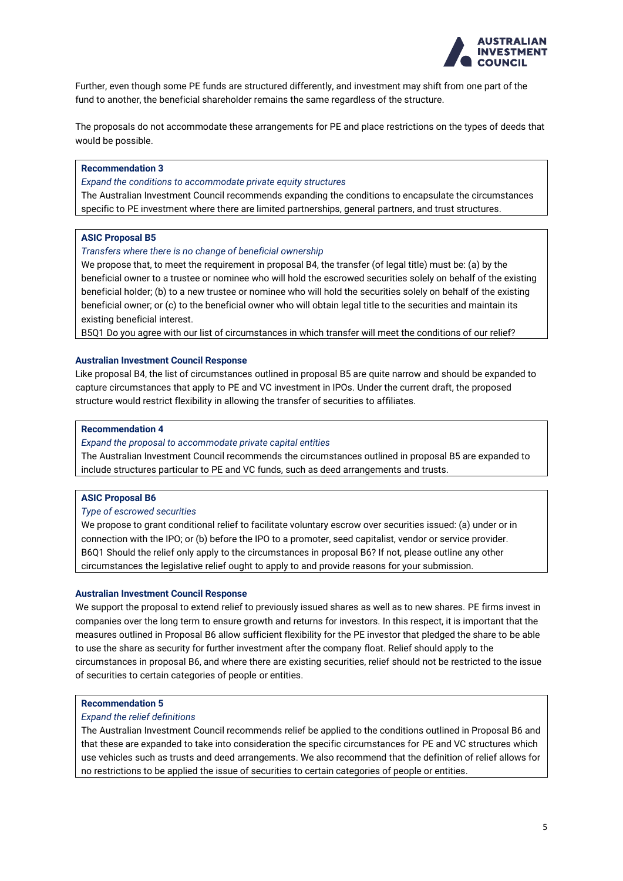Further, even though some PE funds are structured differently, and investment may shift from one part of the fund to another, the beneficial shareholder remains the same regardless of the structure.

The proposals do not accommodate these arrangements for PE and place restrictions on the types of deeds that would be possible.

> **Recommendation 3**
>
> *Expand the conditions to accommodate private equity structures*
>
> The Australian Investment Council recommends expanding the conditions to encapsulate the circumstances specific to PE investment where there are limited partnerships, general partners, and trust structures.

> **ASIC Proposal B5**
>
> *Transfers where there is no change of beneficial ownership*
>
> We propose that, to meet the requirement in proposal B4, the transfer (of legal title) must be: (a) by the beneficial owner to a trustee or nominee who will hold the escrowed securities solely on behalf of the existing beneficial holder; (b) to a new trustee or nominee who will hold the securities solely on behalf of the existing beneficial owner; or (c) to the beneficial owner who will obtain legal title to the securities and maintain its existing beneficial interest.
>
> B5Q1 Do you agree with our list of circumstances in which transfer will meet the conditions of our relief?

**Australian Investment Council Response**

Like proposal B4, the list of circumstances outlined in proposal B5 are quite narrow and should be expanded to capture circumstances that apply to PE and VC investment in IPOs. Under the current draft, the proposed structure would restrict flexibility in allowing the transfer of securities to affiliates.

> **Recommendation 4**
>
> *Expand the proposal to accommodate private capital entities*
>
> The Australian Investment Council recommends the circumstances outlined in proposal B5 are expanded to include structures particular to PE and VC funds, such as deed arrangements and trusts.

> **ASIC Proposal B6**
>
> *Type of escrowed securities*
>
> We propose to grant conditional relief to facilitate voluntary escrow over securities issued: (a) under or in connection with the IPO; or (b) before the IPO to a promoter, seed capitalist, vendor or service provider.
>
> B6Q1 Should the relief only apply to the circumstances in proposal B6? If not, please outline any other circumstances the legislative relief ought to apply to and provide reasons for your submission.

**Australian Investment Council Response**

We support the proposal to extend relief to previously issued shares as well as to new shares. PE firms invest in companies over the long term to ensure growth and returns for investors. In this respect, it is important that the measures outlined in Proposal B6 allow sufficient flexibility for the PE investor that pledged the share to be able to use the share as security for further investment after the company float. Relief should apply to the circumstances in proposal B6, and where there are existing securities, relief should not be restricted to the issue of securities to certain categories of people or entities.

> **Recommendation 5**
>
> *Expand the relief definitions*
>
> The Australian Investment Council recommends relief be applied to the conditions outlined in Proposal B6 and that these are expanded to take into consideration the specific circumstances for PE and VC structures which use vehicles such as trusts and deed arrangements. We also recommend that the definition of relief allows for no restrictions to be applied the issue of securities to certain categories of people or entities.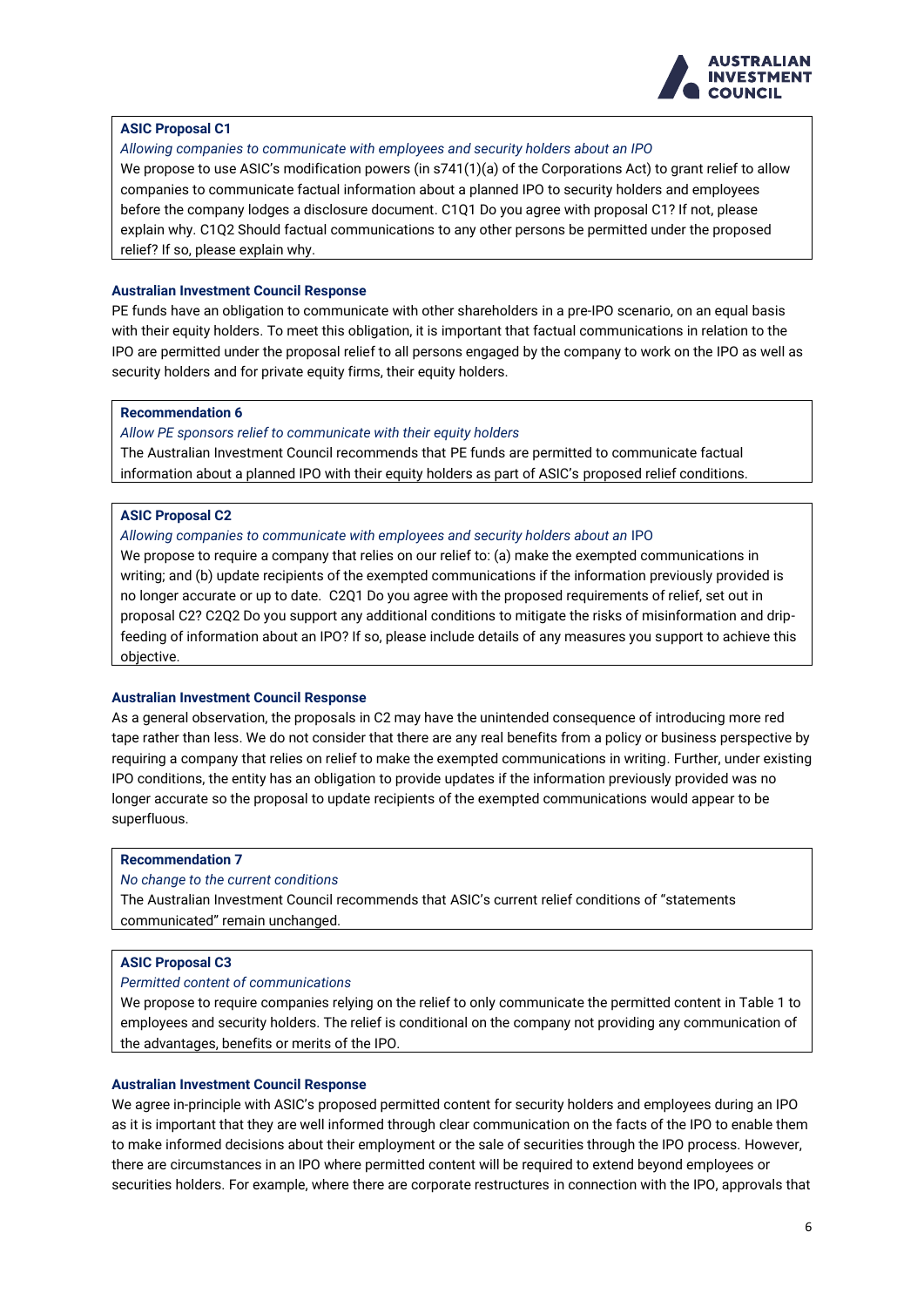**ASIC Proposal C1**

*Allowing companies to communicate with employees and security holders about an IPO*

We propose to use ASIC's modification powers (in s741(1)(a) of the Corporations Act) to grant relief to allow companies to communicate factual information about a planned IPO to security holders and employees before the company lodges a disclosure document. C1Q1 Do you agree with proposal C1? If not, please explain why. C1Q2 Should factual communications to any other persons be permitted under the proposed relief? If so, please explain why.

**Australian Investment Council Response**

PE funds have an obligation to communicate with other shareholders in a pre-IPO scenario, on an equal basis with their equity holders. To meet this obligation, it is important that factual communications in relation to the IPO are permitted under the proposal relief to all persons engaged by the company to work on the IPO as well as security holders and for private equity firms, their equity holders.

**Recommendation 6**

*Allow PE sponsors relief to communicate with their equity holders*

The Australian Investment Council recommends that PE funds are permitted to communicate factual information about a planned IPO with their equity holders as part of ASIC's proposed relief conditions.

**ASIC Proposal C2**

*Allowing companies to communicate with employees and security holders about an* IPO

We propose to require a company that relies on our relief to: (a) make the exempted communications in writing; and (b) update recipients of the exempted communications if the information previously provided is no longer accurate or up to date. C2Q1 Do you agree with the proposed requirements of relief, set out in proposal C2? C2Q2 Do you support any additional conditions to mitigate the risks of misinformation and drip-feeding of information about an IPO? If so, please include details of any measures you support to achieve this objective.

**Australian Investment Council Response**

As a general observation, the proposals in C2 may have the unintended consequence of introducing more red tape rather than less. We do not consider that there are any real benefits from a policy or business perspective by requiring a company that relies on relief to make the exempted communications in writing. Further, under existing IPO conditions, the entity has an obligation to provide updates if the information previously provided was no longer accurate so the proposal to update recipients of the exempted communications would appear to be superfluous.

**Recommendation 7**

*No change to the current conditions*

The Australian Investment Council recommends that ASIC's current relief conditions of "statements communicated" remain unchanged.

**ASIC Proposal C3**

*Permitted content of communications*

We propose to require companies relying on the relief to only communicate the permitted content in Table 1 to employees and security holders. The relief is conditional on the company not providing any communication of the advantages, benefits or merits of the IPO.

**Australian Investment Council Response**

We agree in-principle with ASIC's proposed permitted content for security holders and employees during an IPO as it is important that they are well informed through clear communication on the facts of the IPO to enable them to make informed decisions about their employment or the sale of securities through the IPO process. However, there are circumstances in an IPO where permitted content will be required to extend beyond employees or securities holders. For example, where there are corporate restructures in connection with the IPO, approvals that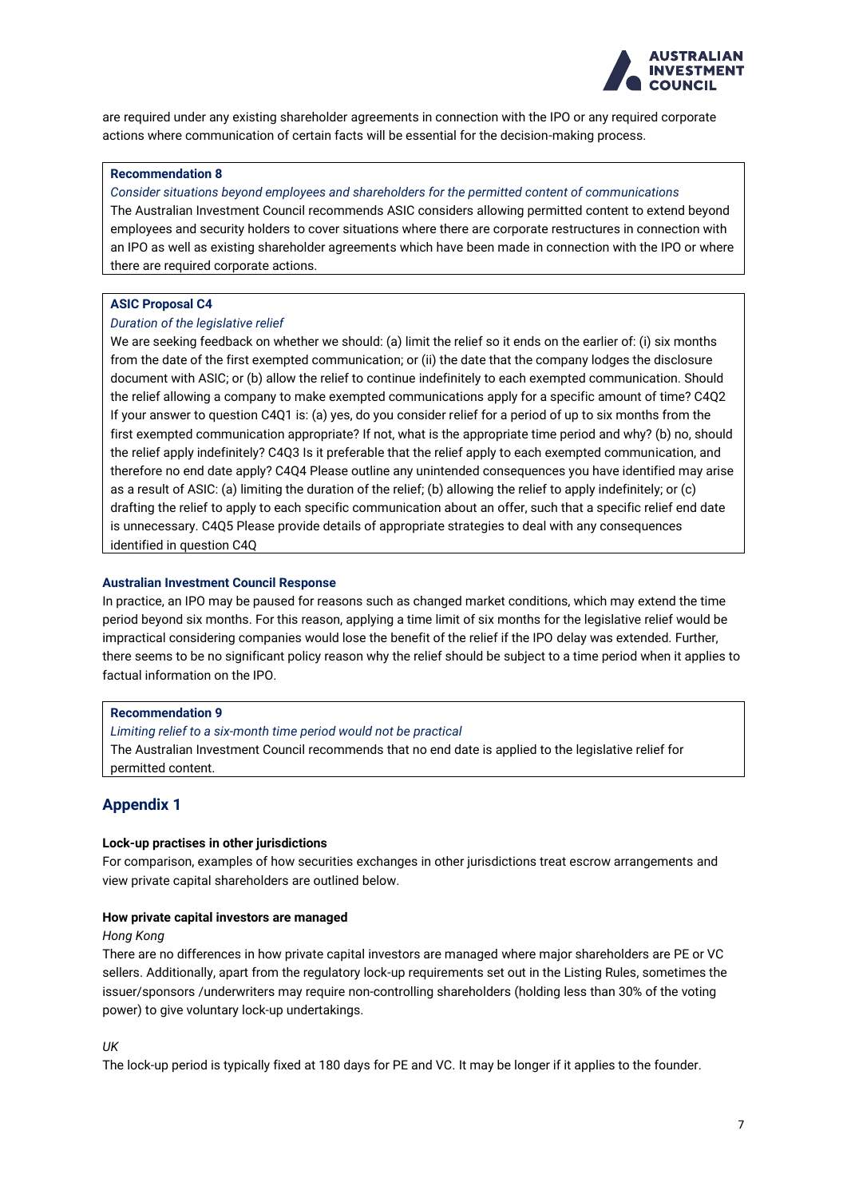are required under any existing shareholder agreements in connection with the IPO or any required corporate actions where communication of certain facts will be essential for the decision-making process.

> **Recommendation 8**
>
> *Consider situations beyond employees and shareholders for the permitted content of communications*
>
> The Australian Investment Council recommends ASIC considers allowing permitted content to extend beyond employees and security holders to cover situations where there are corporate restructures in connection with an IPO as well as existing shareholder agreements which have been made in connection with the IPO or where there are required corporate actions.

> **ASIC Proposal C4**
>
> *Duration of the legislative relief*
>
> We are seeking feedback on whether we should: (a) limit the relief so it ends on the earlier of: (i) six months from the date of the first exempted communication; or (ii) the date that the company lodges the disclosure document with ASIC; or (b) allow the relief to continue indefinitely to each exempted communication. Should the relief allowing a company to make exempted communications apply for a specific amount of time? C4Q2 If your answer to question C4Q1 is: (a) yes, do you consider relief for a period of up to six months from the first exempted communication appropriate? If not, what is the appropriate time period and why? (b) no, should the relief apply indefinitely? C4Q3 Is it preferable that the relief apply to each exempted communication, and therefore no end date apply? C4Q4 Please outline any unintended consequences you have identified may arise as a result of ASIC: (a) limiting the duration of the relief; (b) allowing the relief to apply indefinitely; or (c) drafting the relief to apply to each specific communication about an offer, such that a specific relief end date is unnecessary. C4Q5 Please provide details of appropriate strategies to deal with any consequences identified in question C4Q

**Australian Investment Council Response**

In practice, an IPO may be paused for reasons such as changed market conditions, which may extend the time period beyond six months. For this reason, applying a time limit of six months for the legislative relief would be impractical considering companies would lose the benefit of the relief if the IPO delay was extended. Further, there seems to be no significant policy reason why the relief should be subject to a time period when it applies to factual information on the IPO.

> **Recommendation 9**
>
> *Limiting relief to a six-month time period would not be practical*
>
> The Australian Investment Council recommends that no end date is applied to the legislative relief for permitted content.

## Appendix 1

**Lock-up practises in other jurisdictions**

For comparison, examples of how securities exchanges in other jurisdictions treat escrow arrangements and view private capital shareholders are outlined below.

**How private capital investors are managed**

*Hong Kong*

There are no differences in how private capital investors are managed where major shareholders are PE or VC sellers. Additionally, apart from the regulatory lock-up requirements set out in the Listing Rules, sometimes the issuer/sponsors /underwriters may require non-controlling shareholders (holding less than 30% of the voting power) to give voluntary lock-up undertakings.

*UK*

The lock-up period is typically fixed at 180 days for PE and VC. It may be longer if it applies to the founder.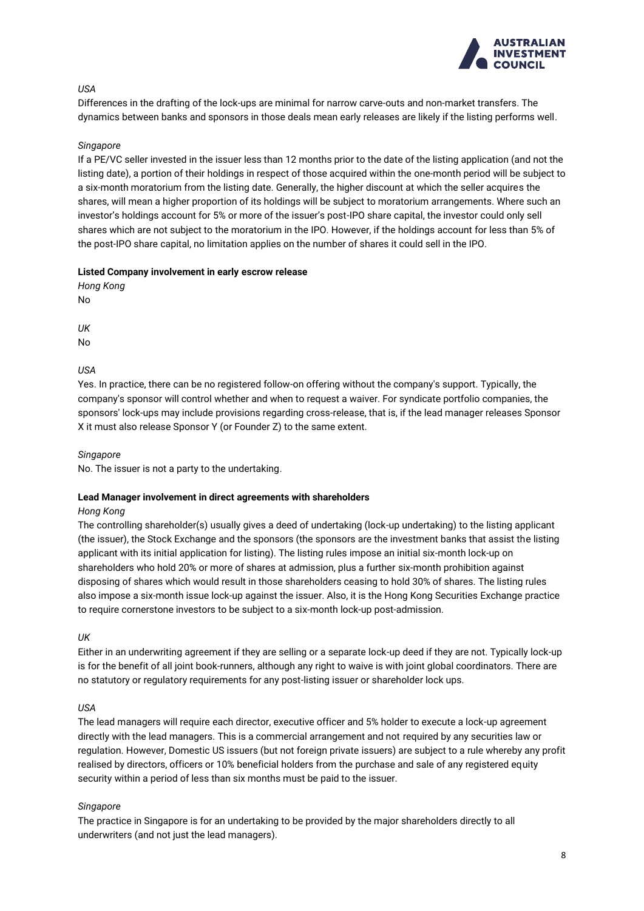*USA*

Differences in the drafting of the lock-ups are minimal for narrow carve-outs and non-market transfers. The dynamics between banks and sponsors in those deals mean early releases are likely if the listing performs well.

*Singapore*

If a PE/VC seller invested in the issuer less than 12 months prior to the date of the listing application (and not the listing date), a portion of their holdings in respect of those acquired within the one-month period will be subject to a six-month moratorium from the listing date. Generally, the higher discount at which the seller acquires the shares, will mean a higher proportion of its holdings will be subject to moratorium arrangements. Where such an investor's holdings account for 5% or more of the issuer's post-IPO share capital, the investor could only sell shares which are not subject to the moratorium in the IPO. However, if the holdings account for less than 5% of the post-IPO share capital, no limitation applies on the number of shares it could sell in the IPO.

**Listed Company involvement in early escrow release**

*Hong Kong*

No

*UK*

No

*USA*

Yes. In practice, there can be no registered follow-on offering without the company's support. Typically, the company's sponsor will control whether and when to request a waiver. For syndicate portfolio companies, the sponsors' lock-ups may include provisions regarding cross-release, that is, if the lead manager releases Sponsor X it must also release Sponsor Y (or Founder Z) to the same extent.

*Singapore*

No. The issuer is not a party to the undertaking.

**Lead Manager involvement in direct agreements with shareholders**

*Hong Kong*

The controlling shareholder(s) usually gives a deed of undertaking (lock-up undertaking) to the listing applicant (the issuer), the Stock Exchange and the sponsors (the sponsors are the investment banks that assist the listing applicant with its initial application for listing). The listing rules impose an initial six-month lock-up on shareholders who hold 20% or more of shares at admission, plus a further six-month prohibition against disposing of shares which would result in those shareholders ceasing to hold 30% of shares. The listing rules also impose a six-month issue lock-up against the issuer. Also, it is the Hong Kong Securities Exchange practice to require cornerstone investors to be subject to a six-month lock-up post-admission.

*UK*

Either in an underwriting agreement if they are selling or a separate lock-up deed if they are not. Typically lock-up is for the benefit of all joint book-runners, although any right to waive is with joint global coordinators. There are no statutory or regulatory requirements for any post-listing issuer or shareholder lock ups.

*USA*

The lead managers will require each director, executive officer and 5% holder to execute a lock-up agreement directly with the lead managers. This is a commercial arrangement and not required by any securities law or regulation. However, Domestic US issuers (but not foreign private issuers) are subject to a rule whereby any profit realised by directors, officers or 10% beneficial holders from the purchase and sale of any registered equity security within a period of less than six months must be paid to the issuer.

*Singapore*

The practice in Singapore is for an undertaking to be provided by the major shareholders directly to all underwriters (and not just the lead managers).